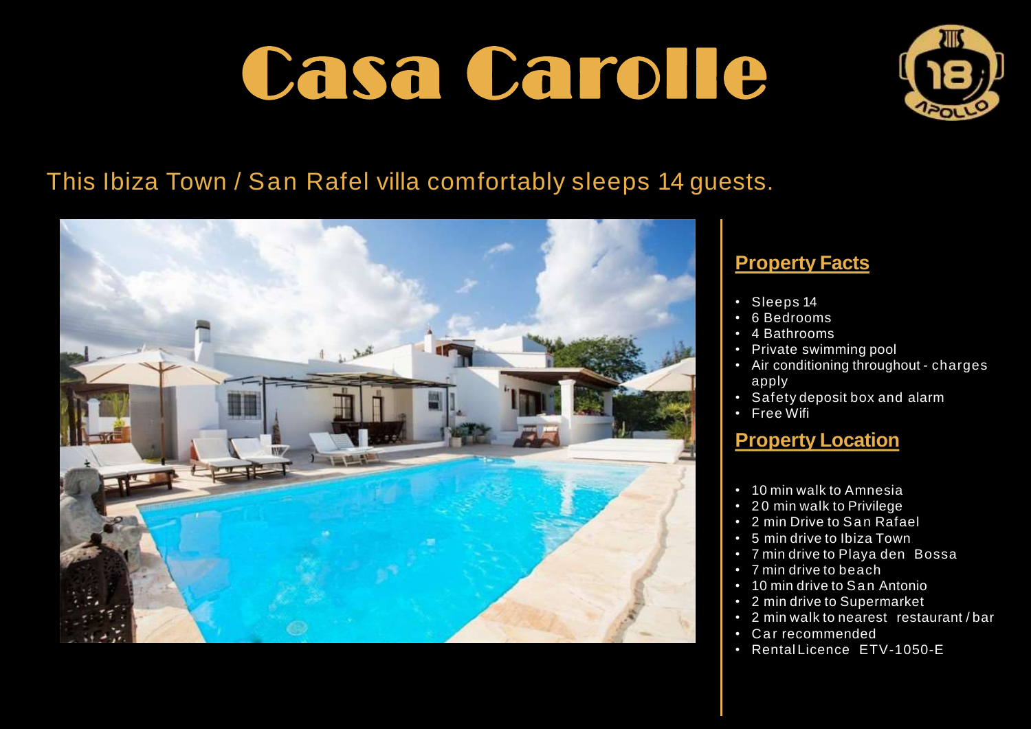# Casa Carolle

This Ibiza Town / San Rafel villa comfortably sleeps 14 guests.

## Property Facts

- Sleeps 14
- 6 Bedrooms
- 4 Bathrooms
- Private swimming pool
- Air conditioning throughout - charges apply
- Safety deposit box and alarm
- Free Wifi

## Property Location

- 10 min walk to Amnesia
- 20 min walk to Privilege
- 2 min Drive to San Rafael
- 5 min drive to Ibiza Town
- 7 min drive to Playa den Bossa
- 7 min drive to beach
- 10 min drive to San Antonio
- 2 min drive to Supermarket
- 2 min walk to nearest restaurant / bar
- Car recommended
- Rental Licence ETV-1050-E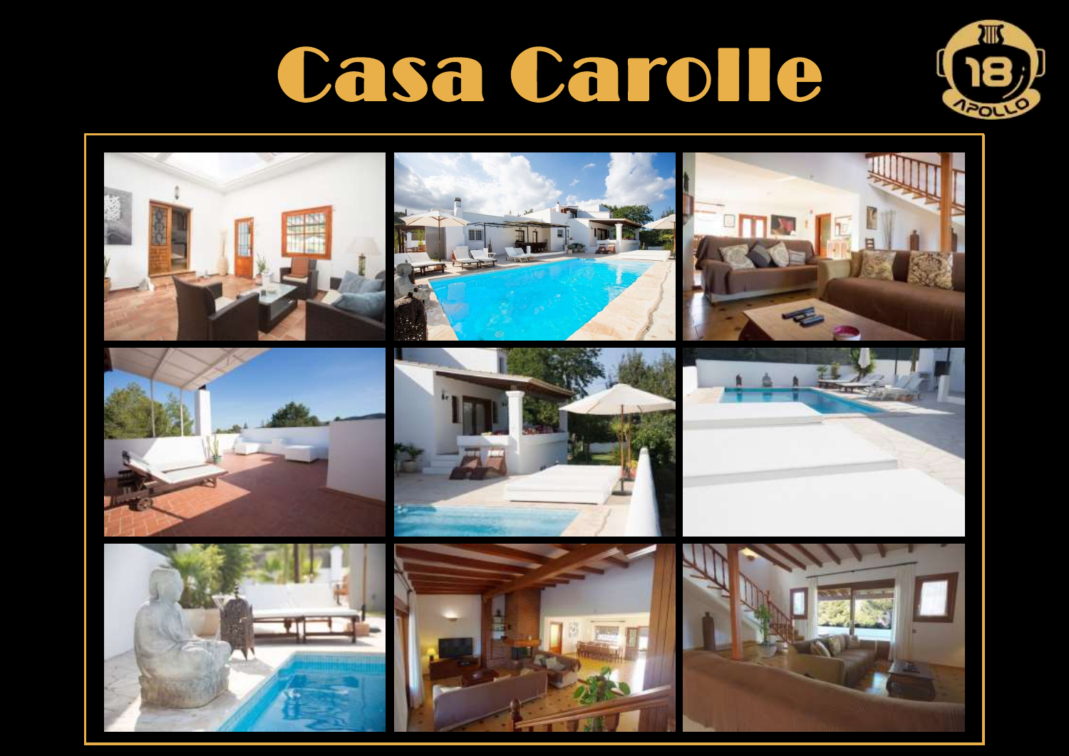# Casa Carolle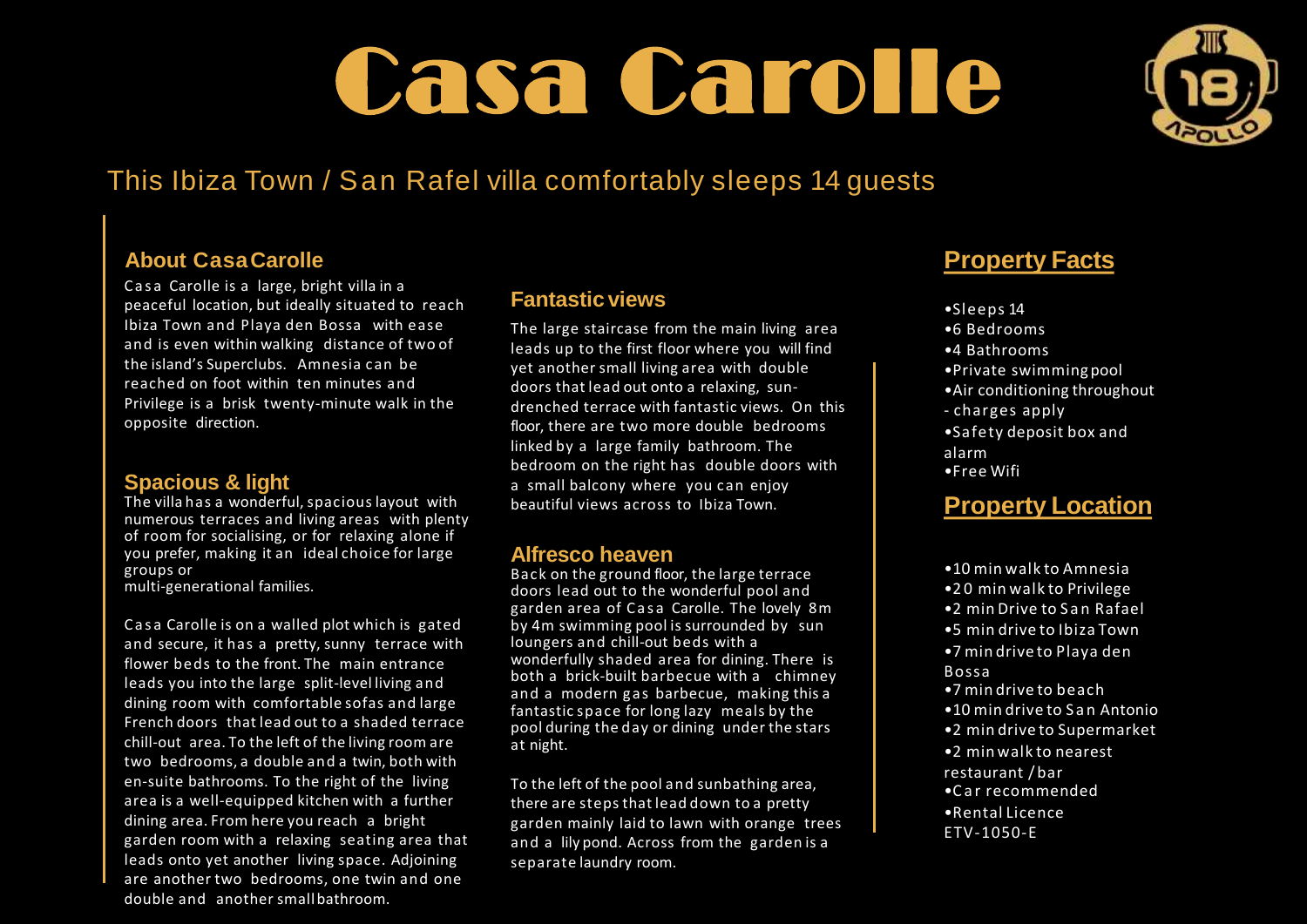# Casa Carolle

## This Ibiza Town / San Rafel villa comfortably sleeps 14 guests

### About Casa Carolle

Casa Carolle is a large, bright villa in a peaceful location, but ideally situated to reach Ibiza Town and Playa den Bossa with ease and is even within walking distance of two of the island's Superclubs. Amnesia can be reached on foot within ten minutes and Privilege is a brisk twenty-minute walk in the opposite direction.

### Spacious & light

The villa has a wonderful, spacious layout with numerous terraces and living areas with plenty of room for socialising, or for relaxing alone if you prefer, making it an ideal choice for large groups or multi-generational families.

Casa Carolle is on a walled plot which is gated and secure, it has a pretty, sunny terrace with flower beds to the front. The main entrance leads you into the large split-level living and dining room with comfortable sofas and large French doors that lead out to a shaded terrace chill-out area. To the left of the living room are two bedrooms, a double and a twin, both with en-suite bathrooms. To the right of the living area is a well-equipped kitchen with a further dining area. From here you reach a bright garden room with a relaxing seating area that leads onto yet another living space. Adjoining are another two bedrooms, one twin and one double and another small bathroom.

### Fantastic views

The large staircase from the main living area leads up to the first floor where you will find yet another small living area with double doors that lead out onto a relaxing, sun-drenched terrace with fantastic views. On this floor, there are two more double bedrooms linked by a large family bathroom. The bedroom on the right has double doors with a small balcony where you can enjoy beautiful views across to Ibiza Town.

### Alfresco heaven

Back on the ground floor, the large terrace doors lead out to the wonderful pool and garden area of Casa Carolle. The lovely 8m by 4m swimming pool is surrounded by sun loungers and chill-out beds with a wonderfully shaded area for dining. There is both a brick-built barbecue with a chimney and a modern gas barbecue, making this a fantastic space for long lazy meals by the pool during the day or dining under the stars at night.

To the left of the pool and sunbathing area, there are steps that lead down to a pretty garden mainly laid to lawn with orange trees and a lily pond. Across from the garden is a separate laundry room.

### Property Facts

- Sleeps 14
- 6 Bedrooms
- 4 Bathrooms
- Private swimming pool
- Air conditioning throughout - charges apply
- Safety deposit box and alarm
- Free Wifi

### Property Location

- 10 min walk to Amnesia
- 20 min walk to Privilege
- 2 min Drive to San Rafael
- 5 min drive to Ibiza Town
- 7 min drive to Playa den Bossa
- 7 min drive to beach
- 10 min drive to San Antonio
- 2 min drive to Supermarket
- 2 min walk to nearest restaurant / bar
- Car recommended
- Rental Licence ETV-1050-E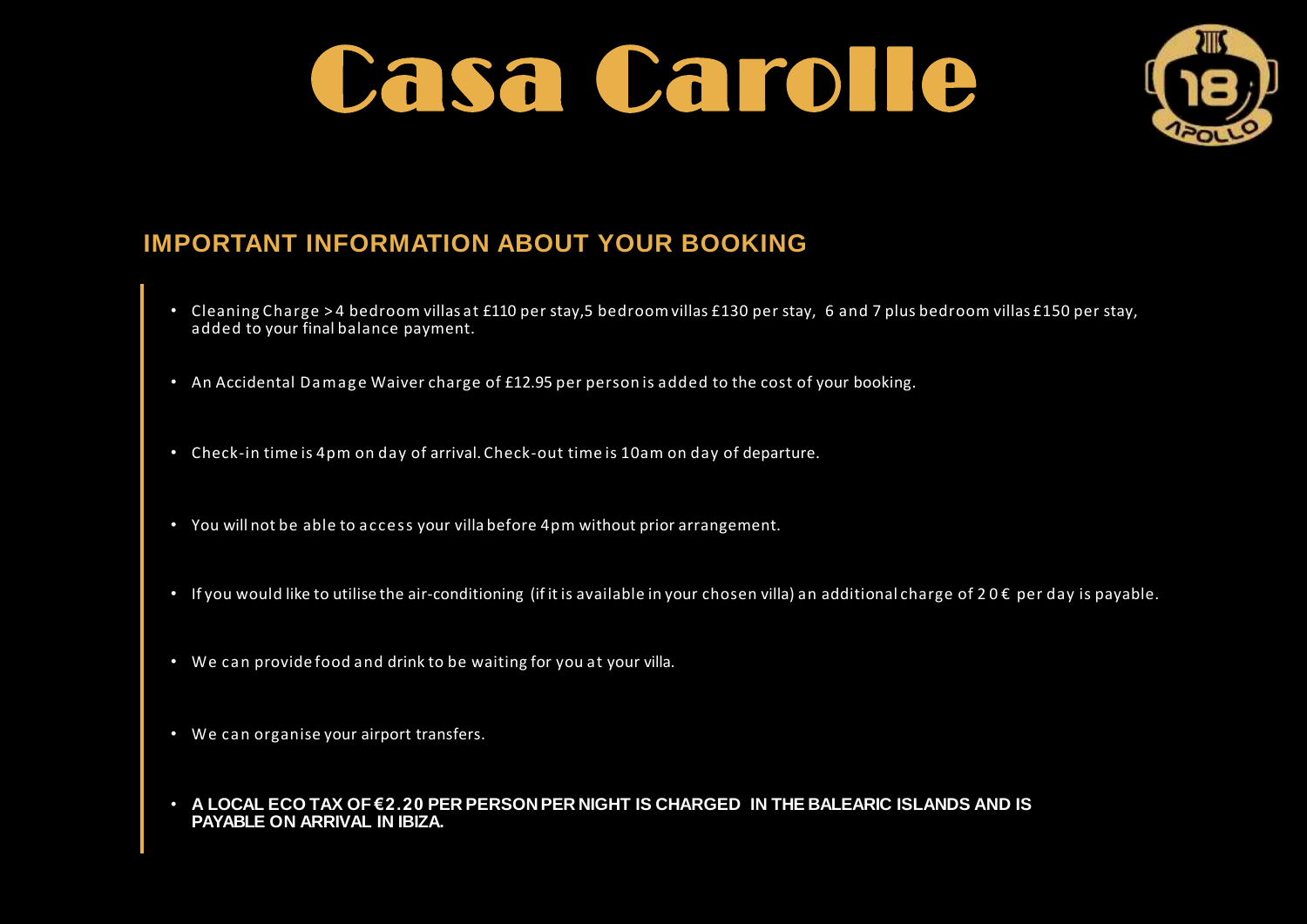# Casa Carolle

## IMPORTANT INFORMATION ABOUT YOUR BOOKING

- Cleaning Charge >4 bedroom villas at £110 per stay,5 bedroom villas £130 per stay, 6 and 7 plus bedroom villas £150 per stay, added to your final balance payment.
- An Accidental Damage Waiver charge of £12.95 per person is added to the cost of your booking.
- Check-in time is 4pm on day of arrival. Check-out time is 10am on day of departure.
- You will not be able to access your villa before 4pm without prior arrangement.
- If you would like to utilise the air-conditioning (if it is available in your chosen villa) an additional charge of 20€ per day is payable.
- We can provide food and drink to be waiting for you at your villa.
- We can organise your airport transfers.
- **A LOCAL ECO TAX OF €2.20 PER PERSON PER NIGHT IS CHARGED IN THE BALEARIC ISLANDS AND IS PAYABLE ON ARRIVAL IN IBIZA.**